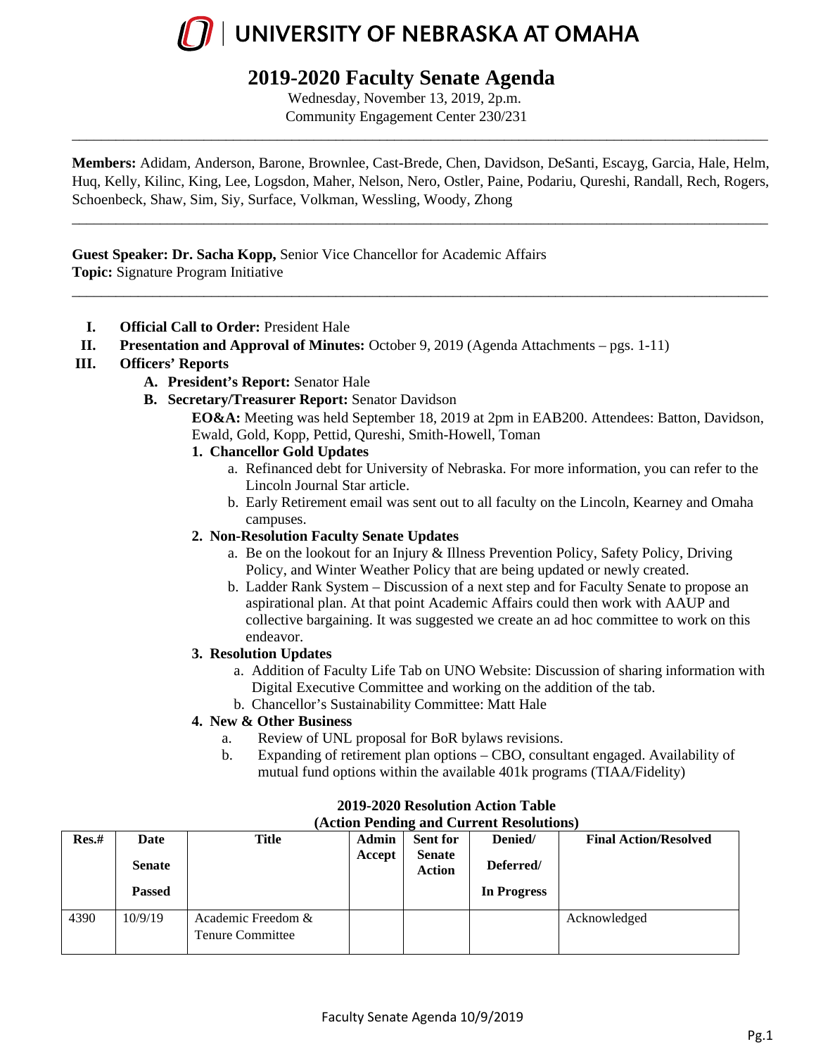# UNIVERSITY OF NEBRASKA AT OMAHA

## 2019-2020 Faculty Senate Agenda

Wednesday, November 13, 2019, 2p.m.
Community Engagement Center 230/231

---

**Members:** Adidam, Anderson, Barone, Brownlee, Cast-Brede, Chen, Davidson, DeSanti, Escayg, Garcia, Hale, Helm, Huq, Kelly, Kilinc, King, Lee, Logsdon, Maher, Nelson, Nero, Ostler, Paine, Podariu, Qureshi, Randall, Rech, Rogers, Schoenbeck, Shaw, Sim, Siy, Surface, Volkman, Wessling, Woody, Zhong

---

**Guest Speaker: Dr. Sacha Kopp,** Senior Vice Chancellor for Academic Affairs
**Topic:** Signature Program Initiative

---

I. **Official Call to Order:** President Hale

II. **Presentation and Approval of Minutes:** October 9, 2019 (Agenda Attachments – pgs. 1-11)

III. **Officers' Reports**

   A. **President's Report:** Senator Hale

   B. **Secretary/Treasurer Report:** Senator Davidson

      **EO&A:** Meeting was held September 18, 2019 at 2pm in EAB200. Attendees: Batton, Davidson, Ewald, Gold, Kopp, Pettid, Qureshi, Smith-Howell, Toman

      1. **Chancellor Gold Updates**
         a. Refinanced debt for University of Nebraska. For more information, you can refer to the Lincoln Journal Star article.
         b. Early Retirement email was sent out to all faculty on the Lincoln, Kearney and Omaha campuses.

      2. **Non-Resolution Faculty Senate Updates**
         a. Be on the lookout for an Injury & Illness Prevention Policy, Safety Policy, Driving Policy, and Winter Weather Policy that are being updated or newly created.
         b. Ladder Rank System – Discussion of a next step and for Faculty Senate to propose an aspirational plan. At that point Academic Affairs could then work with AAUP and collective bargaining. It was suggested we create an ad hoc committee to work on this endeavor.

      3. **Resolution Updates**
         a. Addition of Faculty Life Tab on UNO Website: Discussion of sharing information with Digital Executive Committee and working on the addition of the tab.
         b. Chancellor's Sustainability Committee: Matt Hale

      4. **New & Other Business**
         a. Review of UNL proposal for BoR bylaws revisions.
         b. Expanding of retirement plan options – CBO, consultant engaged. Availability of mutual fund options within the available 401k programs (TIAA/Fidelity)

**2019-2020 Resolution Action Table**
**(Action Pending and Current Resolutions)**

| Res.# | Date Senate Passed | Title | Admin Accept | Sent for Senate Action | Denied/ Deferred/ In Progress | Final Action/Resolved |
|---|---|---|---|---|---|---|
| 4390 | 10/9/19 | Academic Freedom & Tenure Committee | | | | Acknowledged |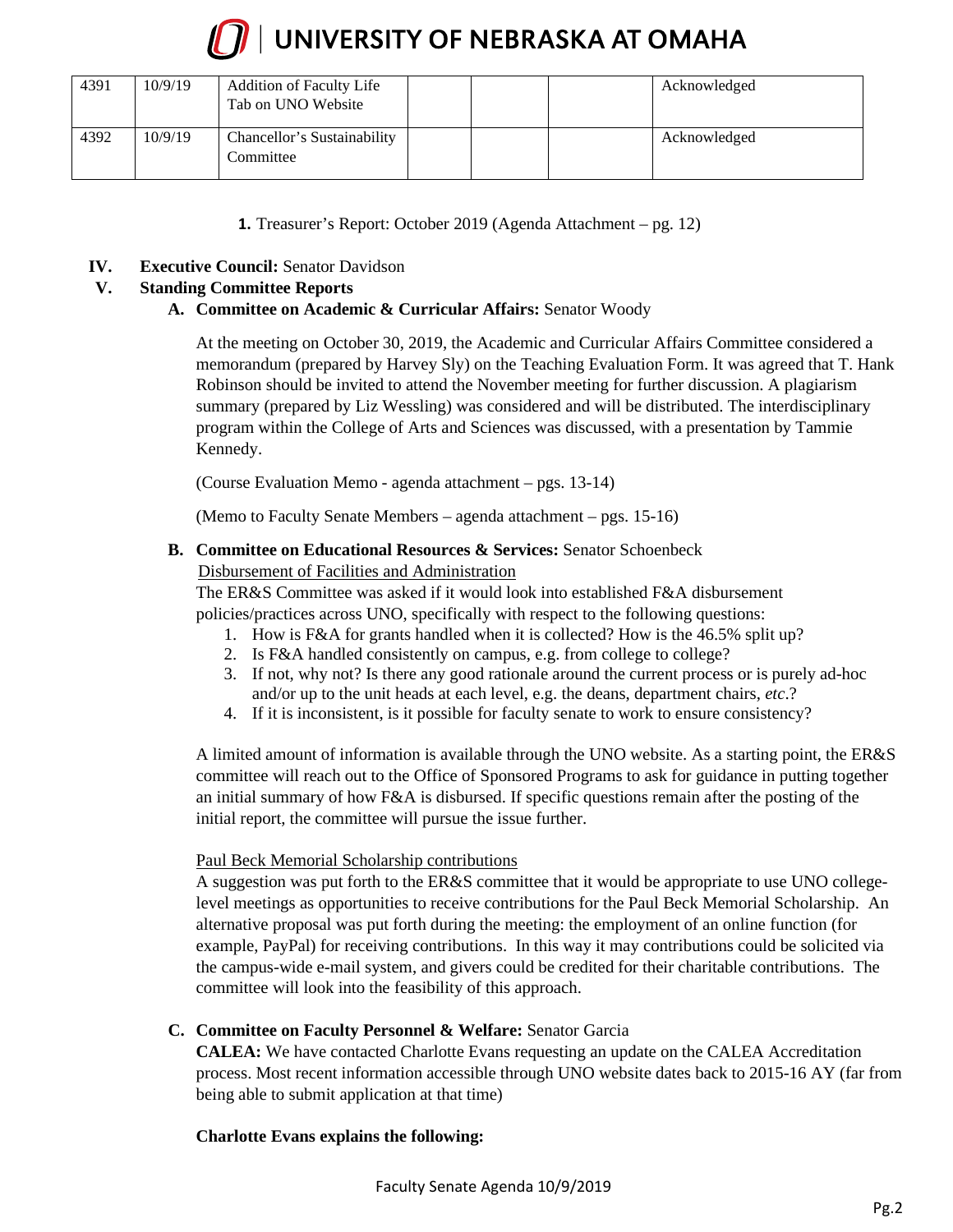| 4391 | 10/9/19 | Addition of Faculty Life Tab on UNO Website | | | | Acknowledged |
|---|---|---|---|---|---|---|
| 4392 | 10/9/19 | Chancellor's Sustainability Committee | | | | Acknowledged |

**1.** Treasurer's Report: October 2019 (Agenda Attachment – pg. 12)

**IV. Executive Council:** Senator Davidson

**V. Standing Committee Reports**

**A. Committee on Academic & Curricular Affairs:** Senator Woody

At the meeting on October 30, 2019, the Academic and Curricular Affairs Committee considered a memorandum (prepared by Harvey Sly) on the Teaching Evaluation Form. It was agreed that T. Hank Robinson should be invited to attend the November meeting for further discussion. A plagiarism summary (prepared by Liz Wessling) was considered and will be distributed. The interdisciplinary program within the College of Arts and Sciences was discussed, with a presentation by Tammie Kennedy.

(Course Evaluation Memo - agenda attachment – pgs. 13-14)

(Memo to Faculty Senate Members – agenda attachment – pgs. 15-16)

**B. Committee on Educational Resources & Services:** Senator Schoenbeck

Disbursement of Facilities and Administration

The ER&S Committee was asked if it would look into established F&A disbursement policies/practices across UNO, specifically with respect to the following questions:

1. How is F&A for grants handled when it is collected? How is the 46.5% split up?
2. Is F&A handled consistently on campus, e.g. from college to college?
3. If not, why not? Is there any good rationale around the current process or is purely ad-hoc and/or up to the unit heads at each level, e.g. the deans, department chairs, *etc*.?
4. If it is inconsistent, is it possible for faculty senate to work to ensure consistency?

A limited amount of information is available through the UNO website. As a starting point, the ER&S committee will reach out to the Office of Sponsored Programs to ask for guidance in putting together an initial summary of how F&A is disbursed. If specific questions remain after the posting of the initial report, the committee will pursue the issue further.

Paul Beck Memorial Scholarship contributions

A suggestion was put forth to the ER&S committee that it would be appropriate to use UNO college-level meetings as opportunities to receive contributions for the Paul Beck Memorial Scholarship. An alternative proposal was put forth during the meeting: the employment of an online function (for example, PayPal) for receiving contributions. In this way it may contributions could be solicited via the campus-wide e-mail system, and givers could be credited for their charitable contributions. The committee will look into the feasibility of this approach.

**C. Committee on Faculty Personnel & Welfare:** Senator Garcia

**CALEA:** We have contacted Charlotte Evans requesting an update on the CALEA Accreditation process. Most recent information accessible through UNO website dates back to 2015-16 AY (far from being able to submit application at that time)

**Charlotte Evans explains the following:**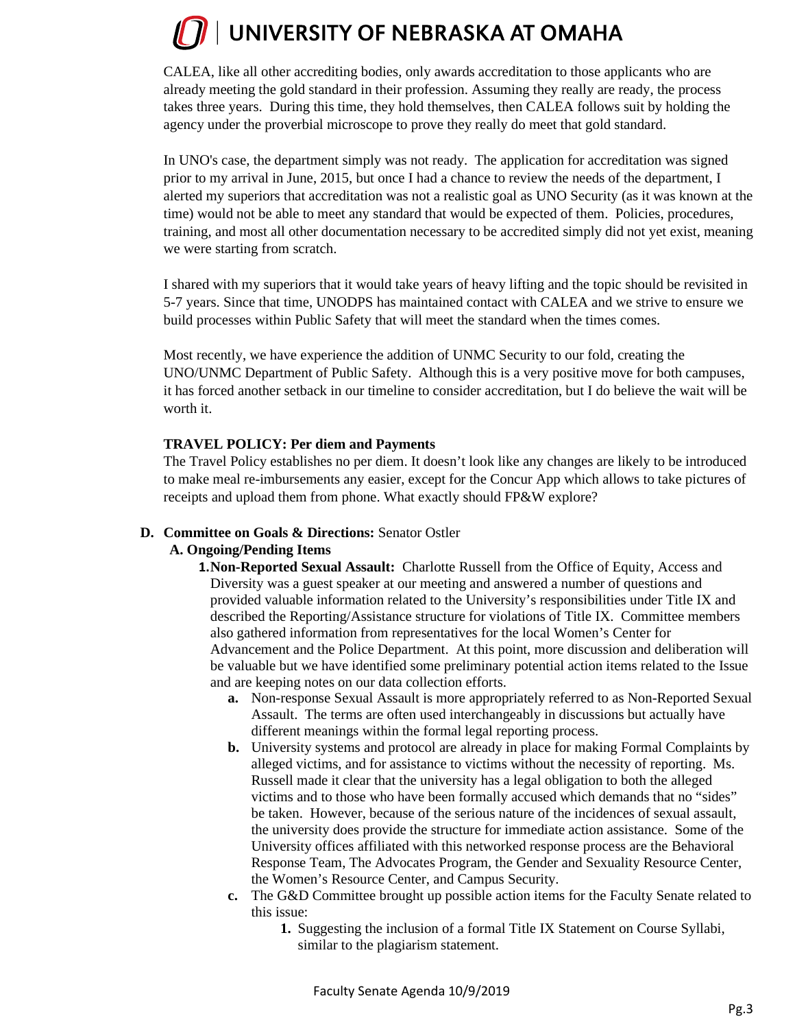CALEA, like all other accrediting bodies, only awards accreditation to those applicants who are already meeting the gold standard in their profession. Assuming they really are ready, the process takes three years. During this time, they hold themselves, then CALEA follows suit by holding the agency under the proverbial microscope to prove they really do meet that gold standard.

In UNO's case, the department simply was not ready. The application for accreditation was signed prior to my arrival in June, 2015, but once I had a chance to review the needs of the department, I alerted my superiors that accreditation was not a realistic goal as UNO Security (as it was known at the time) would not be able to meet any standard that would be expected of them. Policies, procedures, training, and most all other documentation necessary to be accredited simply did not yet exist, meaning we were starting from scratch.

I shared with my superiors that it would take years of heavy lifting and the topic should be revisited in 5-7 years. Since that time, UNODPS has maintained contact with CALEA and we strive to ensure we build processes within Public Safety that will meet the standard when the times comes.

Most recently, we have experience the addition of UNMC Security to our fold, creating the UNO/UNMC Department of Public Safety. Although this is a very positive move for both campuses, it has forced another setback in our timeline to consider accreditation, but I do believe the wait will be worth it.

**TRAVEL POLICY: Per diem and Payments**
The Travel Policy establishes no per diem. It doesn't look like any changes are likely to be introduced to make meal re-imbursements any easier, except for the Concur App which allows to take pictures of receipts and upload them from phone. What exactly should FP&W explore?

**D. Committee on Goals & Directions:** Senator Ostler

**A. Ongoing/Pending Items**

1. **Non-Reported Sexual Assault:** Charlotte Russell from the Office of Equity, Access and Diversity was a guest speaker at our meeting and answered a number of questions and provided valuable information related to the University's responsibilities under Title IX and described the Reporting/Assistance structure for violations of Title IX. Committee members also gathered information from representatives for the local Women's Center for Advancement and the Police Department. At this point, more discussion and deliberation will be valuable but we have identified some preliminary potential action items related to the Issue and are keeping notes on our data collection efforts.
   - **a.** Non-response Sexual Assault is more appropriately referred to as Non-Reported Sexual Assault. The terms are often used interchangeably in discussions but actually have different meanings within the formal legal reporting process.
   - **b.** University systems and protocol are already in place for making Formal Complaints by alleged victims, and for assistance to victims without the necessity of reporting. Ms. Russell made it clear that the university has a legal obligation to both the alleged victims and to those who have been formally accused which demands that no "sides" be taken. However, because of the serious nature of the incidences of sexual assault, the university does provide the structure for immediate action assistance. Some of the University offices affiliated with this networked response process are the Behavioral Response Team, The Advocates Program, the Gender and Sexuality Resource Center, the Women's Resource Center, and Campus Security.
   - **c.** The G&D Committee brought up possible action items for the Faculty Senate related to this issue:
     1. Suggesting the inclusion of a formal Title IX Statement on Course Syllabi, similar to the plagiarism statement.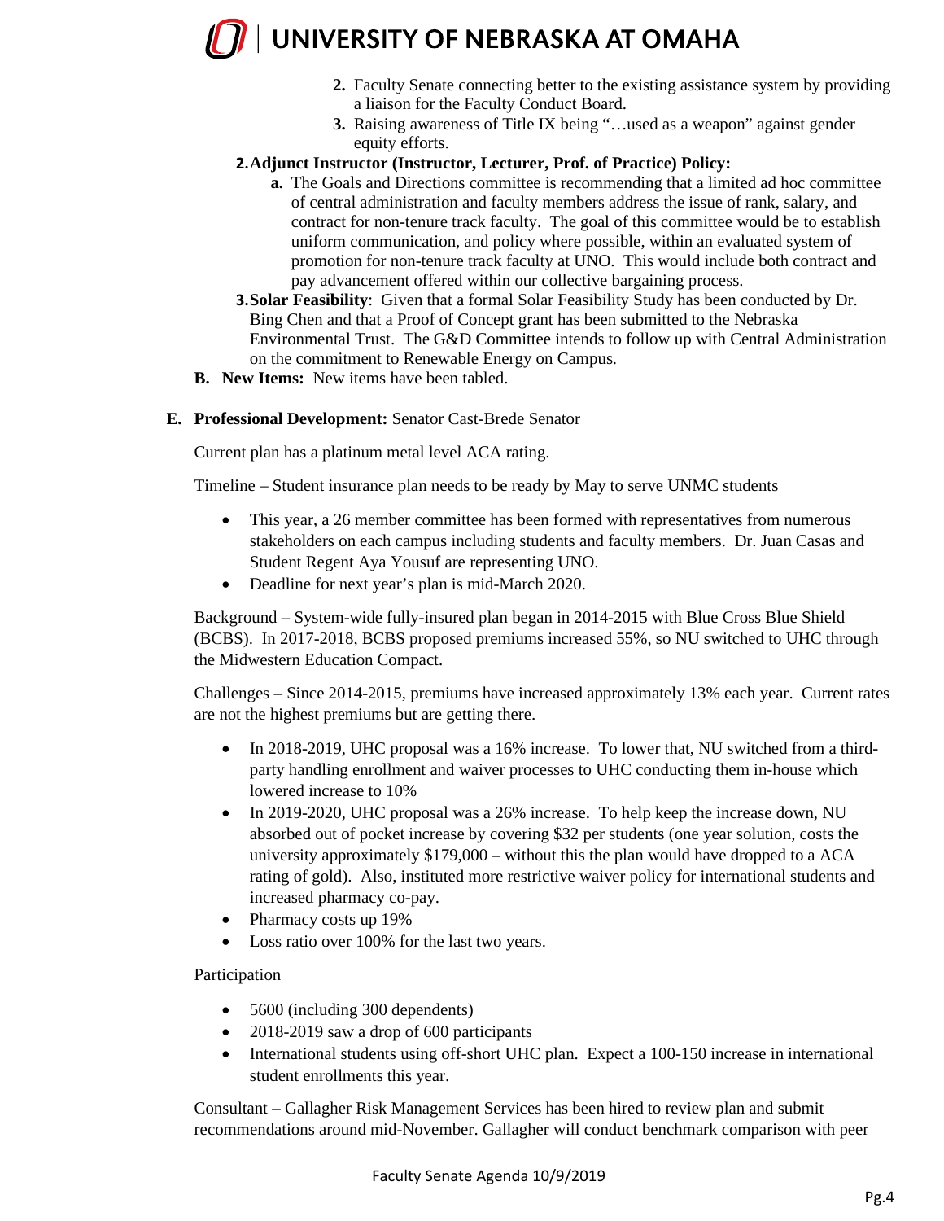2. Faculty Senate connecting better to the existing assistance system by providing a liaison for the Faculty Conduct Board.
3. Raising awareness of Title IX being "…used as a weapon" against gender equity efforts.

**2. Adjunct Instructor (Instructor, Lecturer, Prof. of Practice) Policy:**

   **a.** The Goals and Directions committee is recommending that a limited ad hoc committee of central administration and faculty members address the issue of rank, salary, and contract for non-tenure track faculty. The goal of this committee would be to establish uniform communication, and policy where possible, within an evaluated system of promotion for non-tenure track faculty at UNO. This would include both contract and pay advancement offered within our collective bargaining process.

**3. Solar Feasibility**: Given that a formal Solar Feasibility Study has been conducted by Dr. Bing Chen and that a Proof of Concept grant has been submitted to the Nebraska Environmental Trust. The G&D Committee intends to follow up with Central Administration on the commitment to Renewable Energy on Campus.

**B. New Items:** New items have been tabled.

**E. Professional Development:** Senator Cast-Brede Senator

Current plan has a platinum metal level ACA rating.

Timeline – Student insurance plan needs to be ready by May to serve UNMC students

- This year, a 26 member committee has been formed with representatives from numerous stakeholders on each campus including students and faculty members. Dr. Juan Casas and Student Regent Aya Yousuf are representing UNO.
- Deadline for next year's plan is mid-March 2020.

Background – System-wide fully-insured plan began in 2014-2015 with Blue Cross Blue Shield (BCBS). In 2017-2018, BCBS proposed premiums increased 55%, so NU switched to UHC through the Midwestern Education Compact.

Challenges – Since 2014-2015, premiums have increased approximately 13% each year. Current rates are not the highest premiums but are getting there.

- In 2018-2019, UHC proposal was a 16% increase. To lower that, NU switched from a third-party handling enrollment and waiver processes to UHC conducting them in-house which lowered increase to 10%
- In 2019-2020, UHC proposal was a 26% increase. To help keep the increase down, NU absorbed out of pocket increase by covering $32 per students (one year solution, costs the university approximately $179,000 – without this the plan would have dropped to a ACA rating of gold). Also, instituted more restrictive waiver policy for international students and increased pharmacy co-pay.
- Pharmacy costs up 19%
- Loss ratio over 100% for the last two years.

Participation

- 5600 (including 300 dependents)
- 2018-2019 saw a drop of 600 participants
- International students using off-short UHC plan. Expect a 100-150 increase in international student enrollments this year.

Consultant – Gallagher Risk Management Services has been hired to review plan and submit recommendations around mid-November. Gallagher will conduct benchmark comparison with peer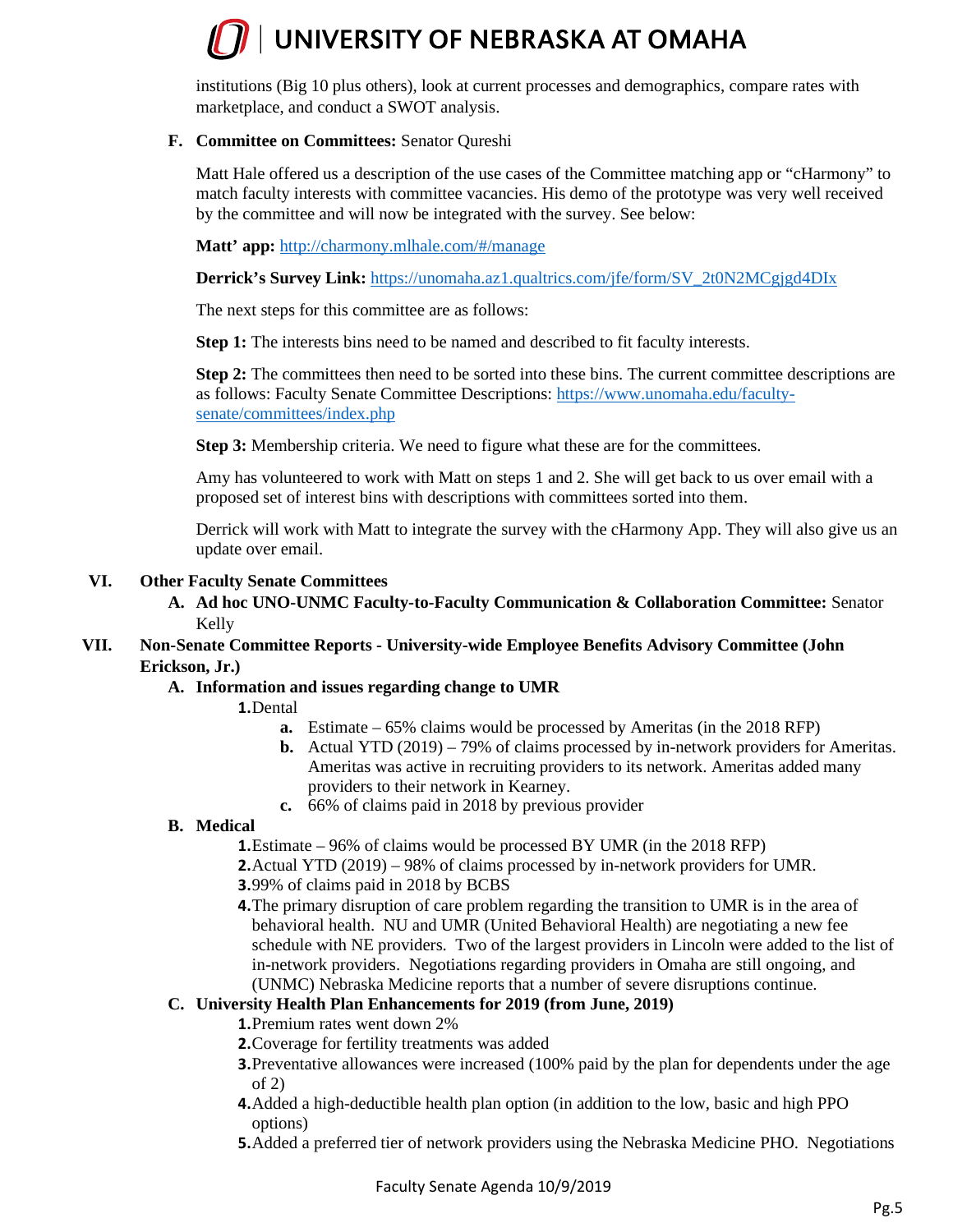institutions (Big 10 plus others), look at current processes and demographics, compare rates with marketplace, and conduct a SWOT analysis.

**F. Committee on Committees:** Senator Qureshi

Matt Hale offered us a description of the use cases of the Committee matching app or "cHarmony" to match faculty interests with committee vacancies. His demo of the prototype was very well received by the committee and will now be integrated with the survey. See below:

**Matt' app:** http://charmony.mlhale.com/#/manage

**Derrick's Survey Link:** https://unomaha.az1.qualtrics.com/jfe/form/SV_2t0N2MCgjgd4DIx

The next steps for this committee are as follows:

**Step 1:** The interests bins need to be named and described to fit faculty interests.

**Step 2:** The committees then need to be sorted into these bins. The current committee descriptions are as follows: Faculty Senate Committee Descriptions: https://www.unomaha.edu/faculty-senate/committees/index.php

**Step 3:** Membership criteria. We need to figure what these are for the committees.

Amy has volunteered to work with Matt on steps 1 and 2. She will get back to us over email with a proposed set of interest bins with descriptions with committees sorted into them.

Derrick will work with Matt to integrate the survey with the cHarmony App. They will also give us an update over email.

## VI. Other Faculty Senate Committees

**A. Ad hoc UNO-UNMC Faculty-to-Faculty Communication & Collaboration Committee:** Senator Kelly

## VII. Non-Senate Committee Reports - University-wide Employee Benefits Advisory Committee (John Erickson, Jr.)

**A. Information and issues regarding change to UMR**

1. Dental
   a. Estimate – 65% claims would be processed by Ameritas (in the 2018 RFP)
   b. Actual YTD (2019) – 79% of claims processed by in-network providers for Ameritas. Ameritas was active in recruiting providers to its network. Ameritas added many providers to their network in Kearney.
   c. 66% of claims paid in 2018 by previous provider

**B. Medical**

1. Estimate – 96% of claims would be processed BY UMR (in the 2018 RFP)
2. Actual YTD (2019) – 98% of claims processed by in-network providers for UMR.
3. 99% of claims paid in 2018 by BCBS
4. The primary disruption of care problem regarding the transition to UMR is in the area of behavioral health. NU and UMR (United Behavioral Health) are negotiating a new fee schedule with NE providers. Two of the largest providers in Lincoln were added to the list of in-network providers. Negotiations regarding providers in Omaha are still ongoing, and (UNMC) Nebraska Medicine reports that a number of severe disruptions continue.

**C. University Health Plan Enhancements for 2019 (from June, 2019)**

1. Premium rates went down 2%
2. Coverage for fertility treatments was added
3. Preventative allowances were increased (100% paid by the plan for dependents under the age of 2)
4. Added a high-deductible health plan option (in addition to the low, basic and high PPO options)
5. Added a preferred tier of network providers using the Nebraska Medicine PHO. Negotiations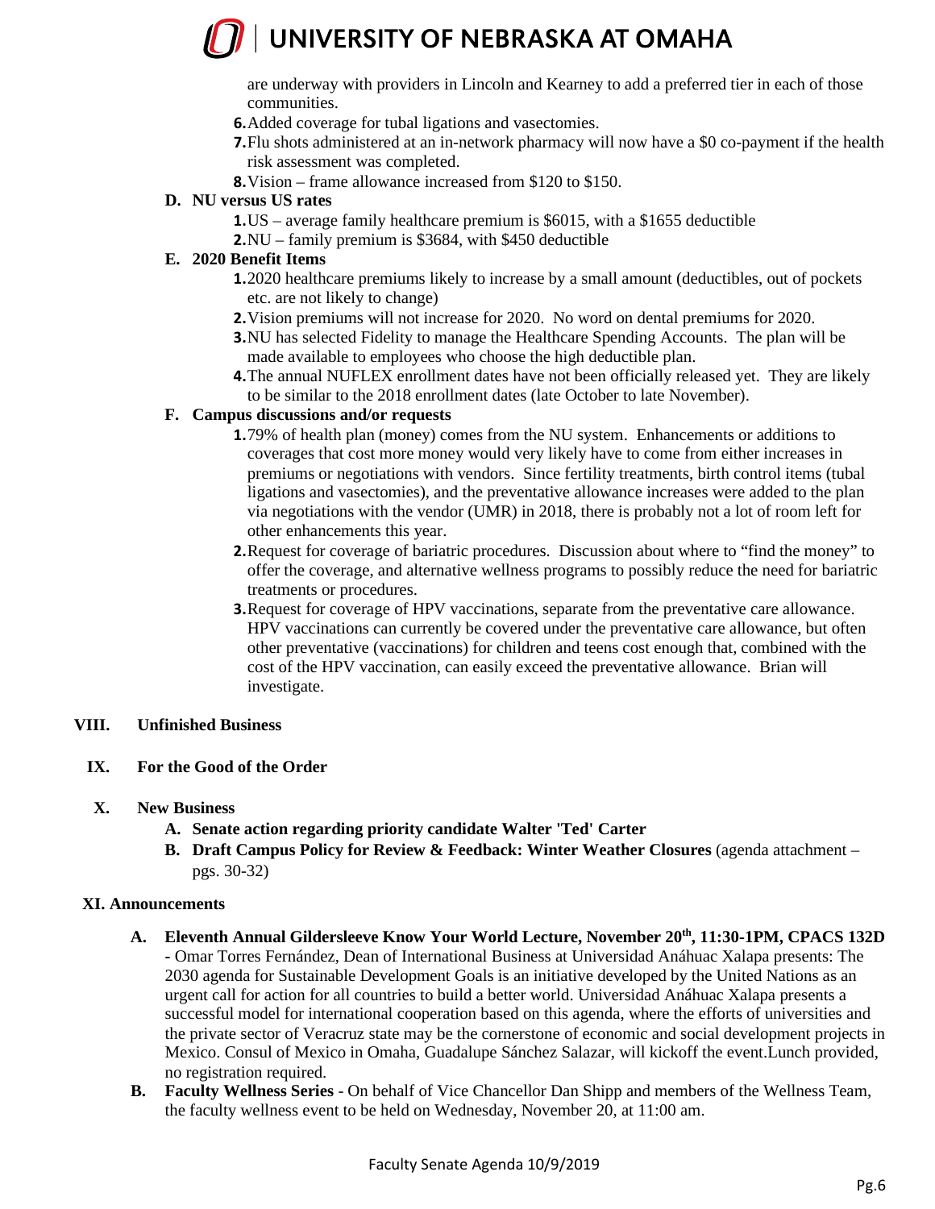are underway with providers in Lincoln and Kearney to add a preferred tier in each of those communities.

6. Added coverage for tubal ligations and vasectomies.
7. Flu shots administered at an in-network pharmacy will now have a $0 co-payment if the health risk assessment was completed.
8. Vision – frame allowance increased from $120 to $150.

**D. NU versus US rates**

1. US – average family healthcare premium is $6015, with a $1655 deductible
2. NU – family premium is $3684, with $450 deductible

**E. 2020 Benefit Items**

1. 2020 healthcare premiums likely to increase by a small amount (deductibles, out of pockets etc. are not likely to change)
2. Vision premiums will not increase for 2020. No word on dental premiums for 2020.
3. NU has selected Fidelity to manage the Healthcare Spending Accounts. The plan will be made available to employees who choose the high deductible plan.
4. The annual NUFLEX enrollment dates have not been officially released yet. They are likely to be similar to the 2018 enrollment dates (late October to late November).

**F. Campus discussions and/or requests**

1. 79% of health plan (money) comes from the NU system. Enhancements or additions to coverages that cost more money would very likely have to come from either increases in premiums or negotiations with vendors. Since fertility treatments, birth control items (tubal ligations and vasectomies), and the preventative allowance increases were added to the plan via negotiations with the vendor (UMR) in 2018, there is probably not a lot of room left for other enhancements this year.
2. Request for coverage of bariatric procedures. Discussion about where to "find the money" to offer the coverage, and alternative wellness programs to possibly reduce the need for bariatric treatments or procedures.
3. Request for coverage of HPV vaccinations, separate from the preventative care allowance. HPV vaccinations can currently be covered under the preventative care allowance, but often other preventative (vaccinations) for children and teens cost enough that, combined with the cost of the HPV vaccination, can easily exceed the preventative allowance. Brian will investigate.

## VIII. Unfinished Business

## IX. For the Good of the Order

## X. New Business

**A. Senate action regarding priority candidate Walter 'Ted' Carter**

**B. Draft Campus Policy for Review & Feedback: Winter Weather Closures** (agenda attachment – pgs. 30-32)

## XI. Announcements

**A. Eleventh Annual Gildersleeve Know Your World Lecture, November 20th, 11:30-1PM, CPACS 132D** - Omar Torres Fernández, Dean of International Business at Universidad Anáhuac Xalapa presents: The 2030 agenda for Sustainable Development Goals is an initiative developed by the United Nations as an urgent call for action for all countries to build a better world. Universidad Anáhuac Xalapa presents a successful model for international cooperation based on this agenda, where the efforts of universities and the private sector of Veracruz state may be the cornerstone of economic and social development projects in Mexico. Consul of Mexico in Omaha, Guadalupe Sánchez Salazar, will kickoff the event.Lunch provided, no registration required.

**B. Faculty Wellness Series** - On behalf of Vice Chancellor Dan Shipp and members of the Wellness Team, the faculty wellness event to be held on Wednesday, November 20, at 11:00 am.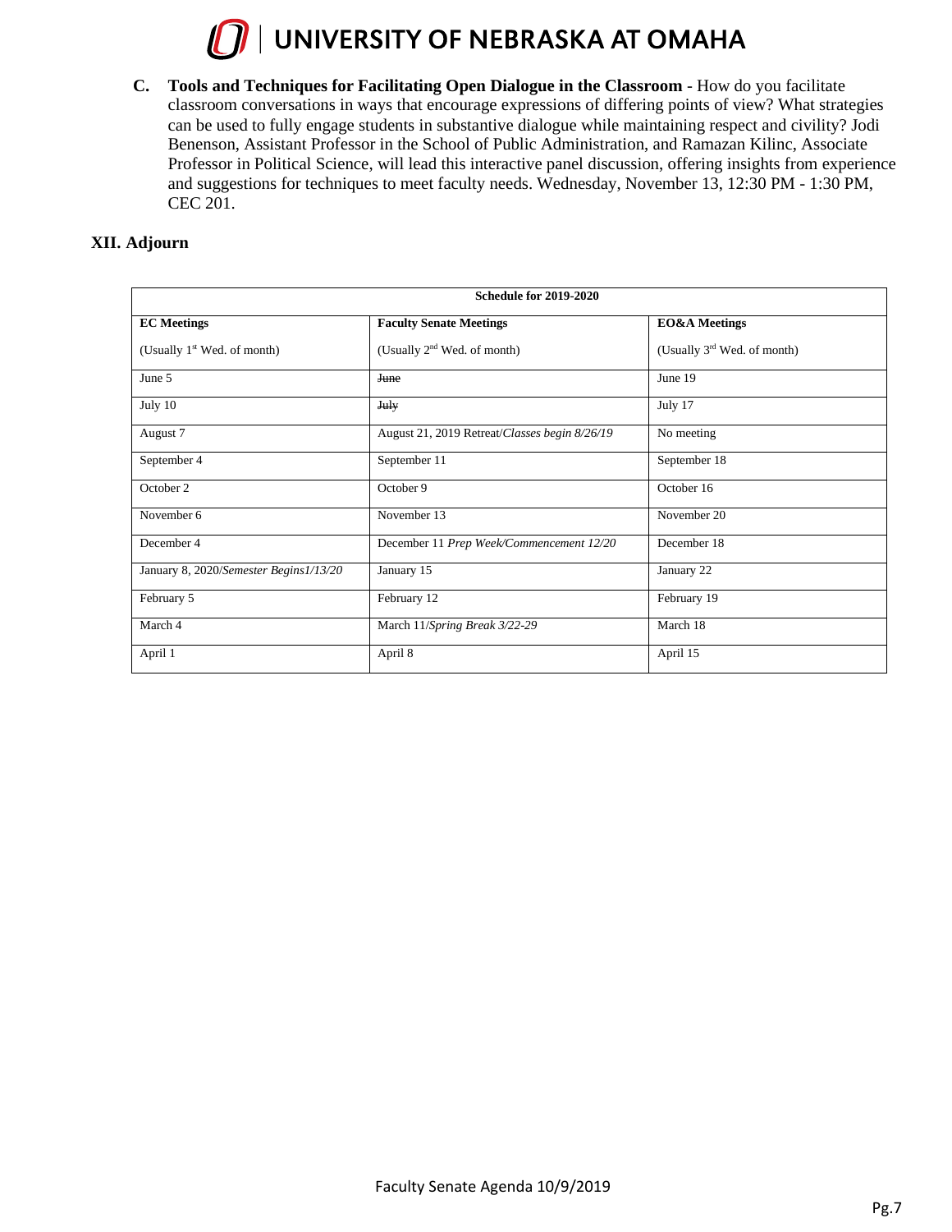C. **Tools and Techniques for Facilitating Open Dialogue in the Classroom** - How do you facilitate classroom conversations in ways that encourage expressions of differing points of view? What strategies can be used to fully engage students in substantive dialogue while maintaining respect and civility? Jodi Benenson, Assistant Professor in the School of Public Administration, and Ramazan Kilinc, Associate Professor in Political Science, will lead this interactive panel discussion, offering insights from experience and suggestions for techniques to meet faculty needs. Wednesday, November 13, 12:30 PM - 1:30 PM, CEC 201.

## XII. Adjourn

| Schedule for 2019-2020 | | |
|---|---|---|
| **EC Meetings** (Usually 1st Wed. of month) | **Faculty Senate Meetings** (Usually 2nd Wed. of month) | **EO&A Meetings** (Usually 3rd Wed. of month) |
| June 5 | ~~June~~ | June 19 |
| July 10 | ~~July~~ | July 17 |
| August 7 | August 21, 2019 Retreat/*Classes begin 8/26/19* | No meeting |
| September 4 | September 11 | September 18 |
| October 2 | October 9 | October 16 |
| November 6 | November 13 | November 20 |
| December 4 | December 11 *Prep Week/Commencement 12/20* | December 18 |
| January 8, 2020/*Semester Begins1/13/20* | January 15 | January 22 |
| February 5 | February 12 | February 19 |
| March 4 | March 11/*Spring Break 3/22-29* | March 18 |
| April 1 | April 8 | April 15 |